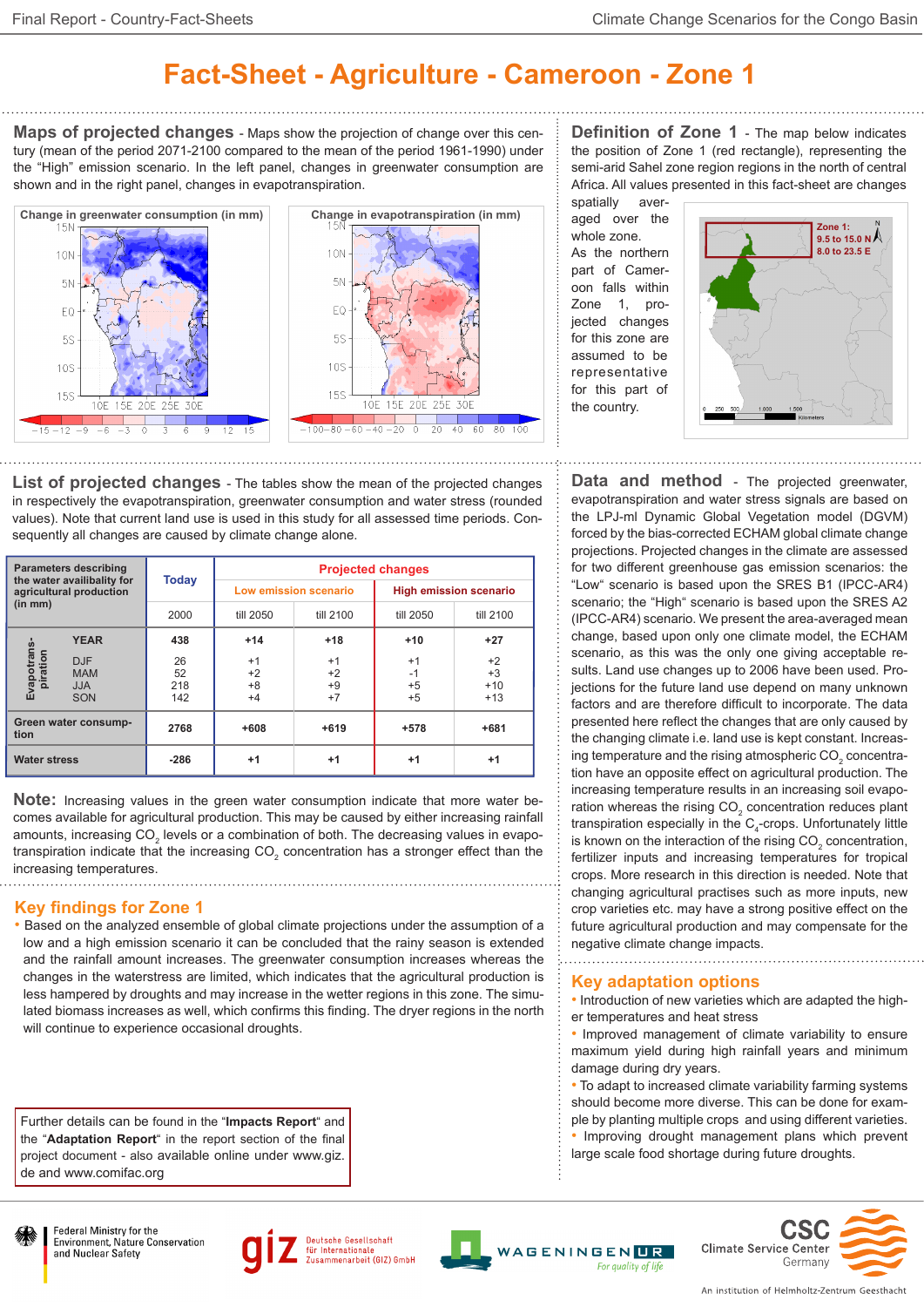# Fact-Sheet - Agriculture - Cameroon - Zone 1

## Maps of projected changes

Maps show the projection of change over this century (mean of the period 2071-2100 compared to the mean of the period 1961-1990) under the "High" emission scenario. In the left panel, changes in greenwater consumption are shown and in the right panel, changes in evapotranspiration.

Change in greenwater consumption (in mm)

Change in evapotranspiration (in mm)

## Definition of Zone 1

The map below indicates the position of Zone 1 (red rectangle), representing the semi-arid Sahel zone region regions in the north of central Africa. All values presented in this fact-sheet are changes spatially averaged over the whole zone. As the northern part of Cameroon falls within Zone 1, projected changes for this zone are assumed to be representative for this part of the country.

Zone 1: 9.5 to 15.0 N, 8.0 to 23.5 E

## List of projected changes

The tables show the mean of the projected changes in respectively the evapotranspiration, greenwater consumption and water stress (rounded values). Note that current land use is used in this study for all assessed time periods. Consequently all changes are caused by climate change alone.

| Parameters describing the water availability for agricultural production (in mm) | | Today | Projected changes | | | |
|---|---|---|---|---|---|---|
| | | | Low emission scenario | | High emission scenario | |
| | | 2000 | till 2050 | till 2100 | till 2050 | till 2100 |
| Evapotranspiration | YEAR | 438 | +14 | +18 | +10 | +27 |
| | DJF | 26 | +1 | +1 | +1 | +2 |
| | MAM | 52 | +2 | +2 | -1 | +3 |
| | JJA | 218 | +8 | +9 | +5 | +10 |
| | SON | 142 | +4 | +7 | +5 | +13 |
| Green water consumption | | 2768 | +608 | +619 | +578 | +681 |
| Water stress | | -286 | +1 | +1 | +1 | +1 |

**Note:** Increasing values in the green water consumption indicate that more water becomes available for agricultural production. This may be caused by either increasing rainfall amounts, increasing $CO_2$ levels or a combination of both. The decreasing values in evapotranspiration indicate that the increasing $CO_2$ concentration has a stronger effect than the increasing temperatures.

## Key findings for Zone 1

- Based on the analyzed ensemble of global climate projections under the assumption of a low and a high emission scenario it can be concluded that the rainy season is extended and the rainfall amount increases. The greenwater consumption increases whereas the changes in the waterstress are limited, which indicates that the agricultural production is less hampered by droughts and may increase in the wetter regions in this zone. The simulated biomass increases as well, which confirms this finding. The dryer regions in the north will continue to experience occasional droughts.

Further details can be found in the "**Impacts Report**" and the "**Adaptation Report**" in the report section of the final project document - also available online under www.giz.de and www.comifac.org

## Data and method

The projected greenwater, evapotranspiration and water stress signals are based on the LPJ-ml Dynamic Global Vegetation model (DGVM) forced by the bias-corrected ECHAM global climate change projections. Projected changes in the climate are assessed for two different greenhouse gas emission scenarios: the "Low" scenario is based upon the SRES B1 (IPCC-AR4) scenario; the "High" scenario is based upon the SRES A2 (IPCC-AR4) scenario. We present the area-averaged mean change, based upon only one climate model, the ECHAM scenario, as this was the only one giving acceptable results. Land use changes up to 2006 have been used. Projections for the future land use depend on many unknown factors and are therefore difficult to incorporate. The data presented here reflect the changes that are only caused by the changing climate i.e. land use is kept constant. Increasing temperature and the rising atmospheric $CO_2$ concentration have an opposite effect on agricultural production. The increasing temperature results in an increasing soil evaporation whereas the rising $CO_2$ concentration reduces plant transpiration especially in the $C_4$-crops. Unfortunately little is known on the interaction of the rising $CO_2$ concentration, fertilizer inputs and increasing temperatures for tropical crops. More research in this direction is needed. Note that changing agricultural practises such as more inputs, new crop varieties etc. may have a strong positive effect on the future agricultural production and may compensate for the negative climate change impacts.

## Key adaptation options

- Introduction of new varieties which are adapted the higher temperatures and heat stress
- Improved management of climate variability to ensure maximum yield during high rainfall years and minimum damage during dry years.
- To adapt to increased climate variability farming systems should become more diverse. This can be done for example by planting multiple crops and using different varieties.
- Improving drought management plans which prevent large scale food shortage during future droughts.

Federal Ministry for the Environment, Nature Conservation and Nuclear Safety

Deutsche Gesellschaft für Internationale Zusammenarbeit (GIZ) GmbH

Wageningen UR – For quality of life

CSC Climate Service Center Germany – An institution of Helmholtz-Zentrum Geesthacht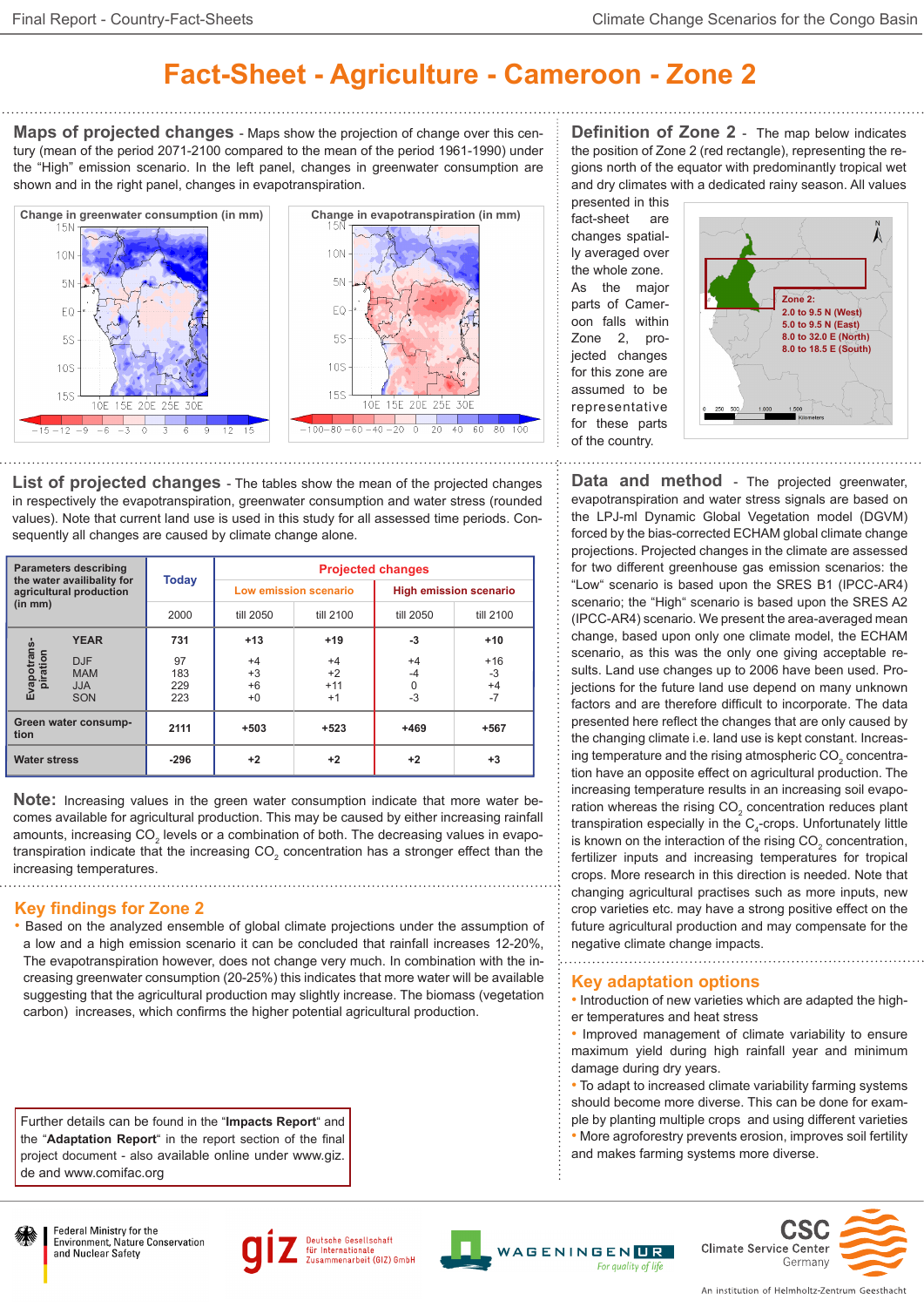# Fact-Sheet - Agriculture - Cameroon - Zone 2

## Maps of projected changes

Maps show the projection of change over this century (mean of the period 2071-2100 compared to the mean of the period 1961-1990) under the "High" emission scenario. In the left panel, changes in greenwater consumption are shown and in the right panel, changes in evapotranspiration.

Change in greenwater consumption (in mm)

15N
10N
5N
EQ
5S
10S
15S
10E 15E 20E 25E 30E
−15 −12 −9 −6 −3 0 3 6 9 12 15

Change in evapotranspiration (in mm)

15N
10N
5N
EQ
5S
10S
15S
10E 15E 20E 25E 30E
−100 −80 −60 −40 −20 0 20 40 60 80 100

## Definition of Zone 2

The map below indicates the position of Zone 2 (red rectangle), representing the regions north of the equator with predominantly tropical wet and dry climates with a dedicated rainy season. All values presented in this fact-sheet are changes spatially averaged over the whole zone. As the major parts of Cameroon falls within Zone 2, projected changes for this zone are assumed to be representative for these parts of the country.

Zone 2:
2.0 to 9.5 N (West)
5.0 to 9.5 N (East)
8.0 to 32.0 E (North)
8.0 to 18.5 E (South)

0 250 500 1,000 1,500 Kilometers

N

## List of projected changes

The tables show the mean of the projected changes in respectively the evapotranspiration, greenwater consumption and water stress (rounded values). Note that current land use is used in this study for all assessed time periods. Consequently all changes are caused by climate change alone.

| Parameters describing the water availability for agricultural production (in mm) | | Today | Projected changes | | | |
|---|---|---|---|---|---|---|
| | | | Low emission scenario | | High emission scenario | |
| | | 2000 | till 2050 | till 2100 | till 2050 | till 2100 |
| Evapotranspiration | YEAR | 731 | +13 | +19 | -3 | +10 |
| | DJF | 97 | +4 | +4 | +4 | +16 |
| | MAM | 183 | +3 | +2 | -4 | -3 |
| | JJA | 229 | +6 | +11 | 0 | +4 |
| | SON | 223 | +0 | +1 | -3 | -7 |
| Green water consumption | | 2111 | +503 | +523 | +469 | +567 |
| Water stress | | -296 | +2 | +2 | +2 | +3 |

**Note:** Increasing values in the green water consumption indicate that more water becomes available for agricultural production. This may be caused by either increasing rainfall amounts, increasing $CO_2$ levels or a combination of both. The decreasing values in evapotranspiration indicate that the increasing $CO_2$ concentration has a stronger effect than the increasing temperatures.

## Key findings for Zone 2

- Based on the analyzed ensemble of global climate projections under the assumption of a low and a high emission scenario it can be concluded that rainfall increases 12-20%, The evapotranspiration however, does not change very much. In combination with the increasing greenwater consumption (20-25%) this indicates that more water will be available suggesting that the agricultural production may slightly increase. The biomass (vegetation carbon) increases, which confirms the higher potential agricultural production.

Further details can be found in the "**Impacts Report**" and the "**Adaptation Report**" in the report section of the final project document - also available online under www.giz.de and www.comifac.org

## Data and method

The projected greenwater, evapotranspiration and water stress signals are based on the LPJ-ml Dynamic Global Vegetation model (DGVM) forced by the bias-corrected ECHAM global climate change projections. Projected changes in the climate are assessed for two different greenhouse gas emission scenarios: the "Low" scenario is based upon the SRES B1 (IPCC-AR4) scenario; the "High" scenario is based upon the SRES A2 (IPCC-AR4) scenario. We present the area-averaged mean change, based upon only one climate model, the ECHAM scenario, as this was the only one giving acceptable results. Land use changes up to 2006 have been used. Projections for the future land use depend on many unknown factors and are therefore difficult to incorporate. The data presented here reflect the changes that are only caused by the changing climate i.e. land use is kept constant. Increasing temperature and the rising atmospheric $CO_2$ concentration have an opposite effect on agricultural production. The increasing temperature results in an increasing soil evaporation whereas the rising $CO_2$ concentration reduces plant transpiration especially in the $C_4$-crops. Unfortunately little is known on the interaction of the rising $CO_2$ concentration, fertilizer inputs and increasing temperatures for tropical crops. More research in this direction is needed. Note that changing agricultural practises such as more inputs, new crop varieties etc. may have a strong positive effect on the future agricultural production and may compensate for the negative climate change impacts.

## Key adaptation options

- Introduction of new varieties which are adapted the higher temperatures and heat stress
- Improved management of climate variability to ensure maximum yield during high rainfall year and minimum damage during dry years.
- To adapt to increased climate variability farming systems should become more diverse. This can be done for example by planting multiple crops and using different varieties
- More agroforestry prevents erosion, improves soil fertility and makes farming systems more diverse.

Federal Ministry for the Environment, Nature Conservation and Nuclear Safety

giz Deutsche Gesellschaft für Internationale Zusammenarbeit (GIZ) GmbH

WAGENINGEN UR For quality of life

CSC Climate Service Center Germany

An institution of Helmholtz-Zentrum Geesthacht